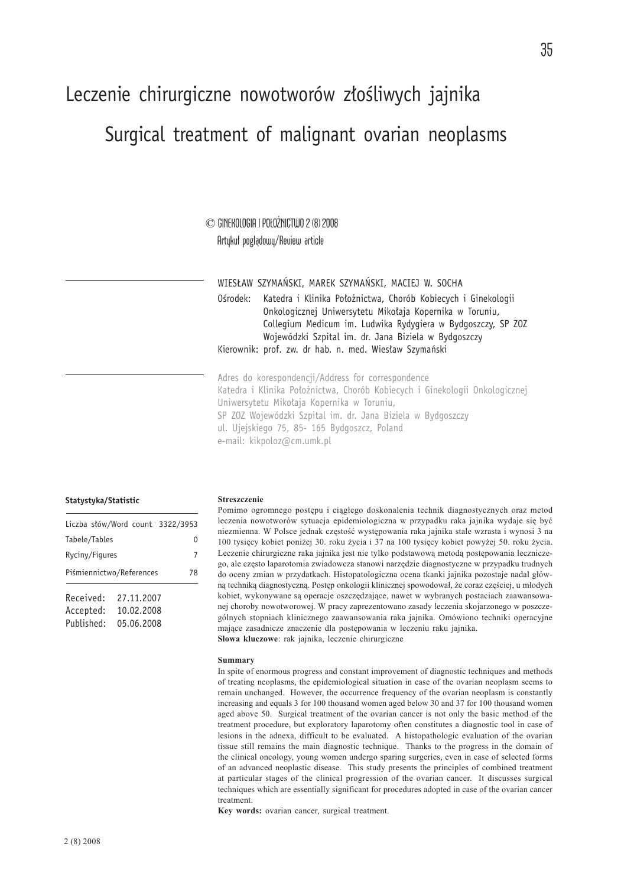# Leczenie chirurgiczne nowotworów złośliwych jajnika

# Surgical treatment of malignant ovarian neoplasms

© GINEKOLOGIA I POŁOŻNICTWO 2 (8) 2008

Artykuł poglądowy/Review article

WIESŁAW SZYMAŃSKI, MAREK SZYMAŃSKI, MACIEJ W. SOCHA

Ośrodek: Katedra i Klinika Położnictwa, Chorób Kobiecych i Ginekologii Onkologicznej Uniwersytetu Mikołaja Kopernika w Toruniu, Collegium Medicum im. Ludwika Rydygiera w Bydgoszczy, SP ZOZ Wojewódzki Szpital im. dr. Jana Biziela w Bydgoszczy

Kierownik: prof. zw. dr hab. n. med. Wiesław Szymański

Adres do korespondencji/Address for correspondence

Katedra i Klinika Położnictwa, Chorób Kobiecych i Ginekologii Onkologicznej Uniwersytetu Mikołaja Kopernika w Toruniu,

SP ZOZ Wojewódzki Szpital im. dr. Jana Biziela w Bydgoszczy

ul. Ujejskiego 75, 85- 165 Bydgoszcz, Poland

e-mail: kikpoloz@cm.umk.pl

**Statystyka/Statistic**

| | |
|---|---|
| Liczba słów/Word count | 3322/3953 |
| Tabele/Tables | 0 |
| Ryciny/Figures | 7 |
| Piśmiennictwo/References | 78 |

Received: 27.11.2007
Accepted: 10.02.2008
Published: 05.06.2008

**Streszczenie**

Pomimo ogromnego postępu i ciągłego doskonalenia technik diagnostycznych oraz metod leczenia nowotworów sytuacja epidemiologiczna w przypadku raka jajnika wydaje się być niezmienna. W Polsce jednak częstość występowania raka jajnika stale wzrasta i wynosi 3 na 100 tysięcy kobiet poniżej 30. roku życia i 37 na 100 tysięcy kobiet powyżej 50. roku życia. Leczenie chirurgiczne raka jajnika jest nie tylko podstawową metodą postępowania leczniczego, ale często laparotomia zwiadowcza stanowi narzędzie diagnostyczne w przypadku trudnych do oceny zmian w przydatkach. Histopatologiczna ocena tkanki jajnika pozostaje nadal główną techniką diagnostyczną. Postęp onkologii klinicznej spowodował, że coraz częściej, u młodych kobiet, wykonywane są operacje oszczędzające, nawet w wybranych postaciach zaawansowanej choroby nowotworowej. W pracy zaprezentowano zasady leczenia skojarzonego w poszczególnych stopniach klinicznego zaawansowania raka jajnika. Omówiono techniki operacyjne mające zasadnicze znaczenie dla postępowania w leczeniu raka jajnika.

**Słowa kluczowe**: rak jajnika, leczenie chirurgiczne

**Summary**

In spite of enormous progress and constant improvement of diagnostic techniques and methods of treating neoplasms, the epidemiological situation in case of the ovarian neoplasm seems to remain unchanged. However, the occurrence frequency of the ovarian neoplasm is constantly increasing and equals 3 for 100 thousand women aged below 30 and 37 for 100 thousand women aged above 50. Surgical treatment of the ovarian cancer is not only the basic method of the treatment procedure, but exploratory laparotomy often constitutes a diagnostic tool in case of lesions in the adnexa, difficult to be evaluated. A histopathologic evaluation of the ovarian tissue still remains the main diagnostic technique. Thanks to the progress in the domain of the clinical oncology, young women undergo sparing surgeries, even in case of selected forms of an advanced neoplastic disease. This study presents the principles of combined treatment at particular stages of the clinical progression of the ovarian cancer. It discusses surgical techniques which are essentially significant for procedures adopted in case of the ovarian cancer treatment.

**Key words:** ovarian cancer, surgical treatment.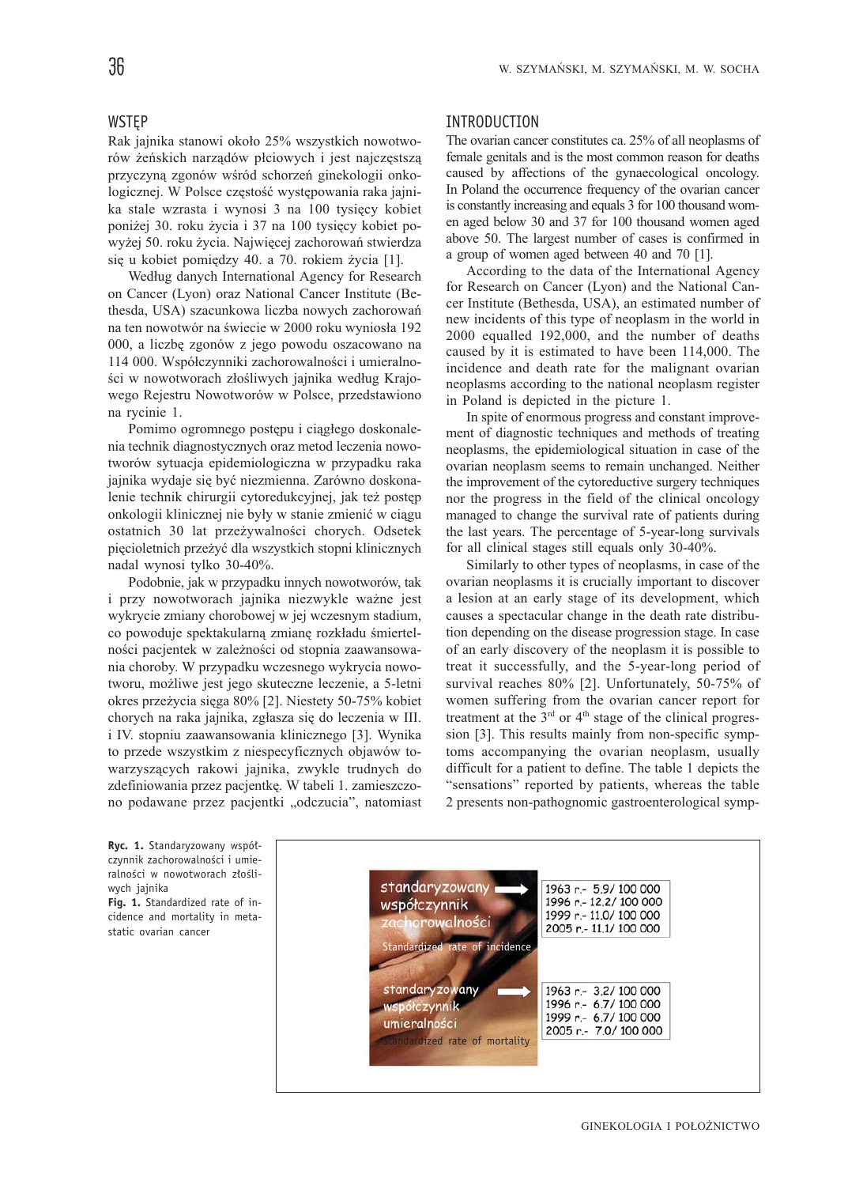## WSTĘP

Rak jajnika stanowi około 25% wszystkich nowotworów żeńskich narządów płciowych i jest najczęstszą przyczyną zgonów wśród schorzeń ginekologii onkologicznej. W Polsce częstość występowania raka jajnika stale wzrasta i wynosi 3 na 100 tysięcy kobiet poniżej 30. roku życia i 37 na 100 tysięcy kobiet powyżej 50. roku życia. Najwięcej zachorowań stwierdza się u kobiet pomiędzy 40. a 70. rokiem życia [1].

Według danych International Agency for Research on Cancer (Lyon) oraz National Cancer Institute (Bethesda, USA) szacunkowa liczba nowych zachorowań na ten nowotwór na świecie w 2000 roku wyniosła 192 000, a liczbę zgonów z jego powodu oszacowano na 114 000. Współczynniki zachorowalności i umieralności w nowotworach złośliwych jajnika według Krajowego Rejestru Nowotworów w Polsce, przedstawiono na rycinie 1.

Pomimo ogromnego postępu i ciągłego doskonalenia technik diagnostycznych oraz metod leczenia nowotworów sytuacja epidemiologiczna w przypadku raka jajnika wydaje się być niezmienna. Zarówno doskonalenie technik chirurgii cytoredukcyjnej, jak też postęp onkologii klinicznej nie były w stanie zmienić w ciągu ostatnich 30 lat przeżywalności chorych. Odsetek pięcioletnich przeżyć dla wszystkich stopni klinicznych nadal wynosi tylko 30-40%.

Podobnie, jak w przypadku innych nowotworów, tak i przy nowotworach jajnika niezwykle ważne jest wykrycie zmiany chorobowej w jej wczesnym stadium, co powoduje spektakularną zmianę rozkładu śmiertelności pacjentek w zależności od stopnia zaawansowania choroby. W przypadku wczesnego wykrycia nowotworu, możliwe jest jego skuteczne leczenie, a 5-letni okres przeżycia sięga 80% [2]. Niestety 50-75% kobiet chorych na raka jajnika, zgłasza się do leczenia w III. i IV. stopniu zaawansowania klinicznego [3]. Wynika to przede wszystkim z niespecyficznych objawów towarzyszących rakowi jajnika, zwykle trudnych do zdefiniowania przez pacjentkę. W tabeli 1. zamieszczono podawane przez pacjentki „odczucia”, natomiast

## INTRODUCTION

The ovarian cancer constitutes ca. 25% of all neoplasms of female genitals and is the most common reason for deaths caused by affections of the gynaecological oncology. In Poland the occurrence frequency of the ovarian cancer is constantly increasing and equals 3 for 100 thousand women aged below 30 and 37 for 100 thousand women aged above 50. The largest number of cases is confirmed in a group of women aged between 40 and 70 [1].

According to the data of the International Agency for Research on Cancer (Lyon) and the National Cancer Institute (Bethesda, USA), an estimated number of new incidents of this type of neoplasm in the world in 2000 equalled 192,000, and the number of deaths caused by it is estimated to have been 114,000. The incidence and death rate for the malignant ovarian neoplasms according to the national neoplasm register in Poland is depicted in the picture 1.

In spite of enormous progress and constant improvement of diagnostic techniques and methods of treating neoplasms, the epidemiological situation in case of the ovarian neoplasm seems to remain unchanged. Neither the improvement of the cytoreductive surgery techniques nor the progress in the field of the clinical oncology managed to change the survival rate of patients during the last years. The percentage of 5-year-long survivals for all clinical stages still equals only 30-40%.

Similarly to other types of neoplasms, in case of the ovarian neoplasms it is crucially important to discover a lesion at an early stage of its development, which causes a spectacular change in the death rate distribution depending on the disease progression stage. In case of an early discovery of the neoplasm it is possible to treat it successfully, and the 5-year-long period of survival reaches 80% [2]. Unfortunately, 50-75% of women suffering from the ovarian cancer report for treatment at the 3rd or 4th stage of the clinical progression [3]. This results mainly from non-specific symptoms accompanying the ovarian neoplasm, usually difficult for a patient to define. The table 1 depicts the “sensations” reported by patients, whereas the table 2 presents non-pathognomic gastroenterological symp-

| standaryzowany współczynnik zachorowalności (Standardized rate of incidence) | standaryzowany współczynnik umieralności (Standardized rate of mortality) |
|---|---|
| 1963 r.- 5,9/ 100 000 | 1963 r.- 3,2/ 100 000 |
| 1996 r.- 12,2/ 100 000 | 1996 r.- 6,7/ 100 000 |
| 1999 r.- 11,0/ 100 000 | 1999 r.- 6,7/ 100 000 |
| 2005 r.- 11,1/ 100 000 | 2005 r.- 7,0/ 100 000 |

**Ryc. 1.** Standaryzowany współczynnik zachorowalności i umieralności w nowotworach złośliwych jajnika

**Fig. 1.** Standardized rate of incidence and mortality in metastatic ovarian cancer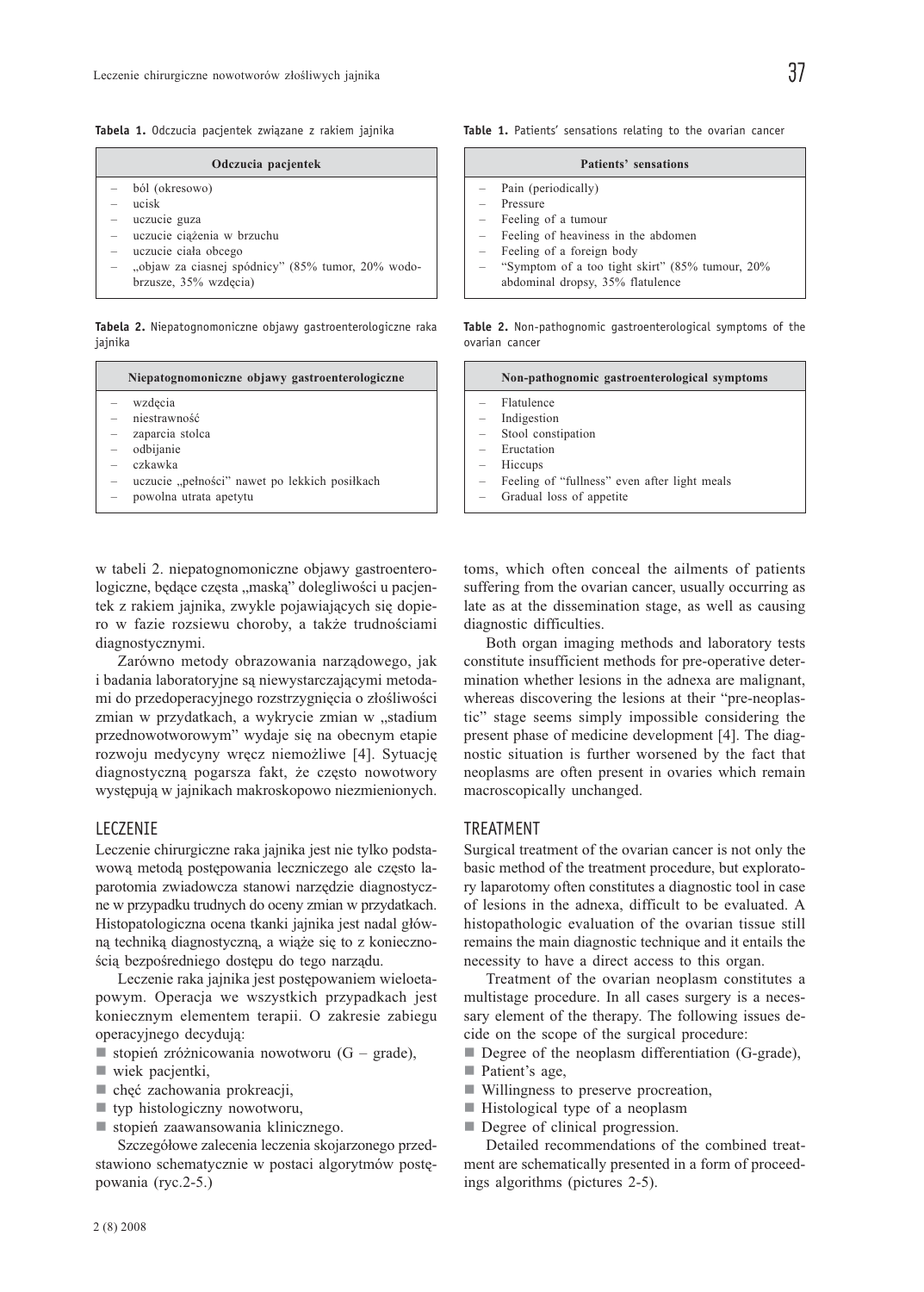**Tabela 1.** Odczucia pacjentek związane z rakiem jajnika

| Odczucia pacjentek |
|---|
| – ból (okresowo)<br>– ucisk<br>– uczucie guza<br>– uczucie ciążenia w brzuchu<br>– uczucie ciała obcego<br>– „objaw za ciasnej spódnicy" (85% tumor, 20% wodobrzusze, 35% wzdęcia) |

**Tabela 2.** Niepatognomoniczne objawy gastroenterologiczne raka jajnika

| Niepatognomoniczne objawy gastroenterologiczne |
|---|
| – wzdęcia<br>– niestrawność<br>– zaparcia stolca<br>– odbijanie<br>– czkawka<br>– uczucie „pełności" nawet po lekkich posiłkach<br>– powolna utrata apetytu |

w tabeli 2. niepatognomoniczne objawy gastroenterologiczne, będące częsta „maską" dolegliwości u pacjentek z rakiem jajnika, zwykle pojawiających się dopiero w fazie rozsiewu choroby, a także trudnościami diagnostycznymi.

Zarówno metody obrazowania narządowego, jak i badania laboratoryjne są niewystarczającymi metodami do przedoperacyjnego rozstrzygnięcia o złośliwości zmian w przydatkach, a wykrycie zmian w „stadium przednowotworowym" wydaje się na obecnym etapie rozwoju medycyny wręcz niemożliwe [4]. Sytuację diagnostyczną pogarsza fakt, że często nowotwory występują w jajnikach makroskopowo niezmienionych.

## LECZENIE

Leczenie chirurgiczne raka jajnika jest nie tylko podstawową metodą postępowania leczniczego ale często laparotomia zwiadowcza stanowi narzędzie diagnostyczne w przypadku trudnych do oceny zmian w przydatkach. Histopatologiczna ocena tkanki jajnika jest nadal główną techniką diagnostyczną, a wiąże się to z koniecznością bezpośredniego dostępu do tego narządu.

Leczenie raka jajnika jest postępowaniem wieloetapowym. Operacja we wszystkich przypadkach jest koniecznym elementem terapii. O zakresie zabiegu operacyjnego decydują:

- stopień zróżnicowania nowotworu (G – grade),
- wiek pacjentki,
- chęć zachowania prokreacji,
- typ histologiczny nowotworu,
- stopień zaawansowania klinicznego.

Szczegółowe zalecenia leczenia skojarzonego przedstawiono schematycznie w postaci algorytmów postępowania (ryc.2-5.)

**Table 1.** Patients' sensations relating to the ovarian cancer

| Patients' sensations |
|---|
| – Pain (periodically)<br>– Pressure<br>– Feeling of a tumour<br>– Feeling of heaviness in the abdomen<br>– Feeling of a foreign body<br>– "Symptom of a too tight skirt" (85% tumour, 20% abdominal dropsy, 35% flatulence |

**Table 2.** Non-pathognomic gastroenterological symptoms of the ovarian cancer

| Non-pathognomic gastroenterological symptoms |
|---|
| – Flatulence<br>– Indigestion<br>– Stool constipation<br>– Eructation<br>– Hiccups<br>– Feeling of "fullness" even after light meals<br>– Gradual loss of appetite |

toms, which often conceal the ailments of patients suffering from the ovarian cancer, usually occurring as late as at the dissemination stage, as well as causing diagnostic difficulties.

Both organ imaging methods and laboratory tests constitute insufficient methods for pre-operative determination whether lesions in the adnexa are malignant, whereas discovering the lesions at their "pre-neoplastic" stage seems simply impossible considering the present phase of medicine development [4]. The diagnostic situation is further worsened by the fact that neoplasms are often present in ovaries which remain macroscopically unchanged.

## TREATMENT

Surgical treatment of the ovarian cancer is not only the basic method of the treatment procedure, but exploratory laparotomy often constitutes a diagnostic tool in case of lesions in the adnexa, difficult to be evaluated. A histopathologic evaluation of the ovarian tissue still remains the main diagnostic technique and it entails the necessity to have a direct access to this organ.

Treatment of the ovarian neoplasm constitutes a multistage procedure. In all cases surgery is a necessary element of the therapy. The following issues decide on the scope of the surgical procedure:

- Degree of the neoplasm differentiation (G-grade),
- Patient's age,
- Willingness to preserve procreation,
- Histological type of a neoplasm
- Degree of clinical progression.

Detailed recommendations of the combined treatment are schematically presented in a form of proceedings algorithms (pictures 2-5).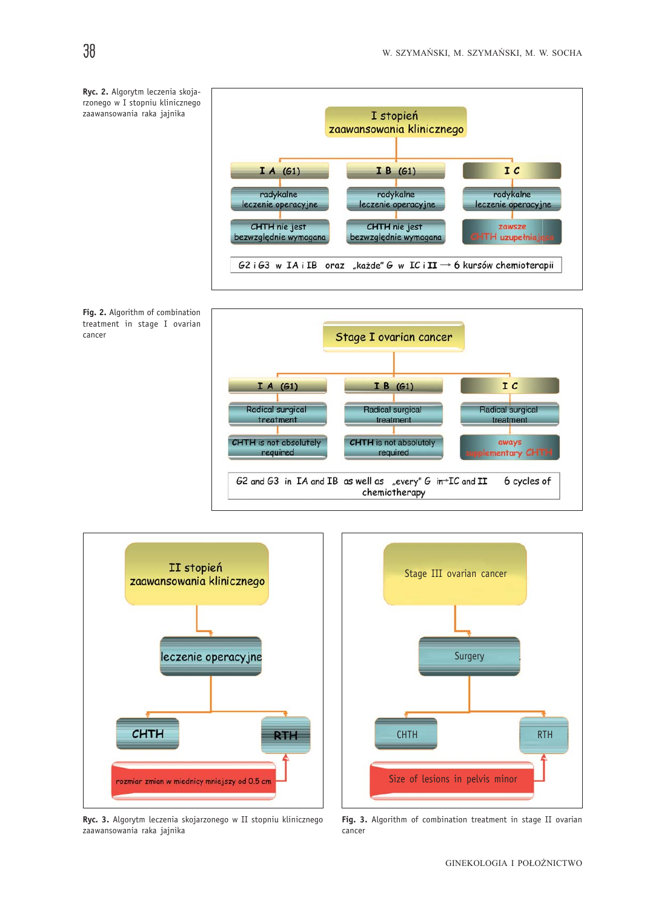**Ryc. 2.** Algorytm leczenia skojarzonego w I stopniu klinicznego zaawansowania raka jajnika

I stopień zaawansowania klinicznego

| I A (G1) | I B (G1) | I C |
|---|---|---|
| radykalne leczenie operacyjne | radykalne leczenie operacyjne | radykalne leczenie operacyjne |
| CHTH nie jest bezwzględnie wymagana | CHTH nie jest bezwzględnie wymagana | zawsze CHTH uzupełniająca |

G2 i G3 w IA i IB oraz „każde" G w IC i II → 6 kursów chemioterapii

**Fig. 2.** Algorithm of combination treatment in stage I ovarian cancer

Stage I ovarian cancer

| I A (G1) | I B (G1) | I C |
|---|---|---|
| Radical surgical treatment | Radical surgical treatment | Radical surgical treatment |
| CHTH is not absolutely required | CHTH is not absolutely required | aways supplementary CHTH |

G2 and G3 in IA and IB as well as „every" G in IC and II → 6 cycles of chemiotherapy

II stopień zaawansowania klinicznego

leczenie operacyjne

CHTH — RTH

rozmiar zmian w miednicy mniejszy od 0.5 cm

**Ryc. 3.** Algorytm leczenia skojarzonego w II stopniu klinicznego zaawansowania raka jajnika

Stage III ovarian cancer

Surgery

CHTH — RTH

Size of lesions in pelvis minor

**Fig. 3.** Algorithm of combination treatment in stage II ovarian cancer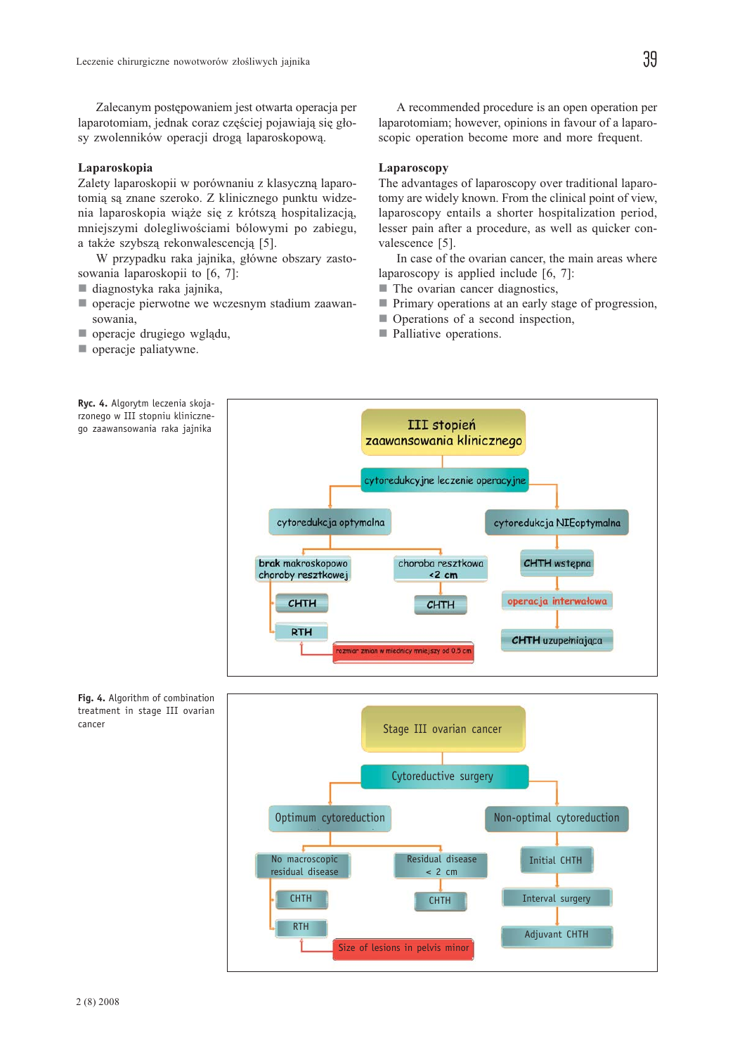Zalecanym postępowaniem jest otwarta operacja per laparotomiam, jednak coraz częściej pojawiają się głosy zwolenników operacji drogą laparoskopową.

### Laparoskopia

Zalety laparoskopii w porównaniu z klasyczną laparotomią są znane szeroko. Z klinicznego punktu widzenia laparoskopia wiąże się z krótszą hospitalizacją, mniejszymi dolegliwościami bólowymi po zabiegu, a także szybszą rekonwalescencją [5].

W przypadku raka jajnika, główne obszary zastosowania laparoskopii to [6, 7]:

- diagnostyka raka jajnika,
- operacje pierwotne we wczesnym stadium zaawansowania,
- operacje drugiego wglądu,
- operacje paliatywne.

A recommended procedure is an open operation per laparotomiam; however, opinions in favour of a laparoscopic operation become more and more frequent.

### Laparoscopy

The advantages of laparoscopy over traditional laparotomy are widely known. From the clinical point of view, laparoscopy entails a shorter hospitalization period, lesser pain after a procedure, as well as quicker convalescence [5].

In case of the ovarian cancer, the main areas where laparoscopy is applied include [6, 7]:

- The ovarian cancer diagnostics,
- Primary operations at an early stage of progression,
- Operations of a second inspection,
- Palliative operations.

**Ryc. 4.** Algorytm leczenia skojarzonego w III stopniu klinicznego zaawansowania raka jajnika

- III stopień zaawansowania klinicznego
  - cytoredukcyjne leczenie operacyjne
    - cytoredukcja optymalna
      - brak makroskopowo choroby resztkowej → CHTH → RTH (rozmiar zmian w miednicy mniejszy od 0.5 cm)
      - choroba resztkowa <2 cm → CHTH
    - cytoredukcja NIEoptymalna → CHTH wstępna → operacja interwałowa → CHTH uzupełniająca

**Fig. 4.** Algorithm of combination treatment in stage III ovarian cancer

- Stage III ovarian cancer
  - Cytoreductive surgery
    - Optimum cytoreduction
      - No macroscopic residual disease → CHTH → RTH (Size of lesions in pelvis minor)
      - Residual disease < 2 cm → CHTH
    - Non-optimal cytoreduction → Initial CHTH → Interval surgery → Adjuvant CHTH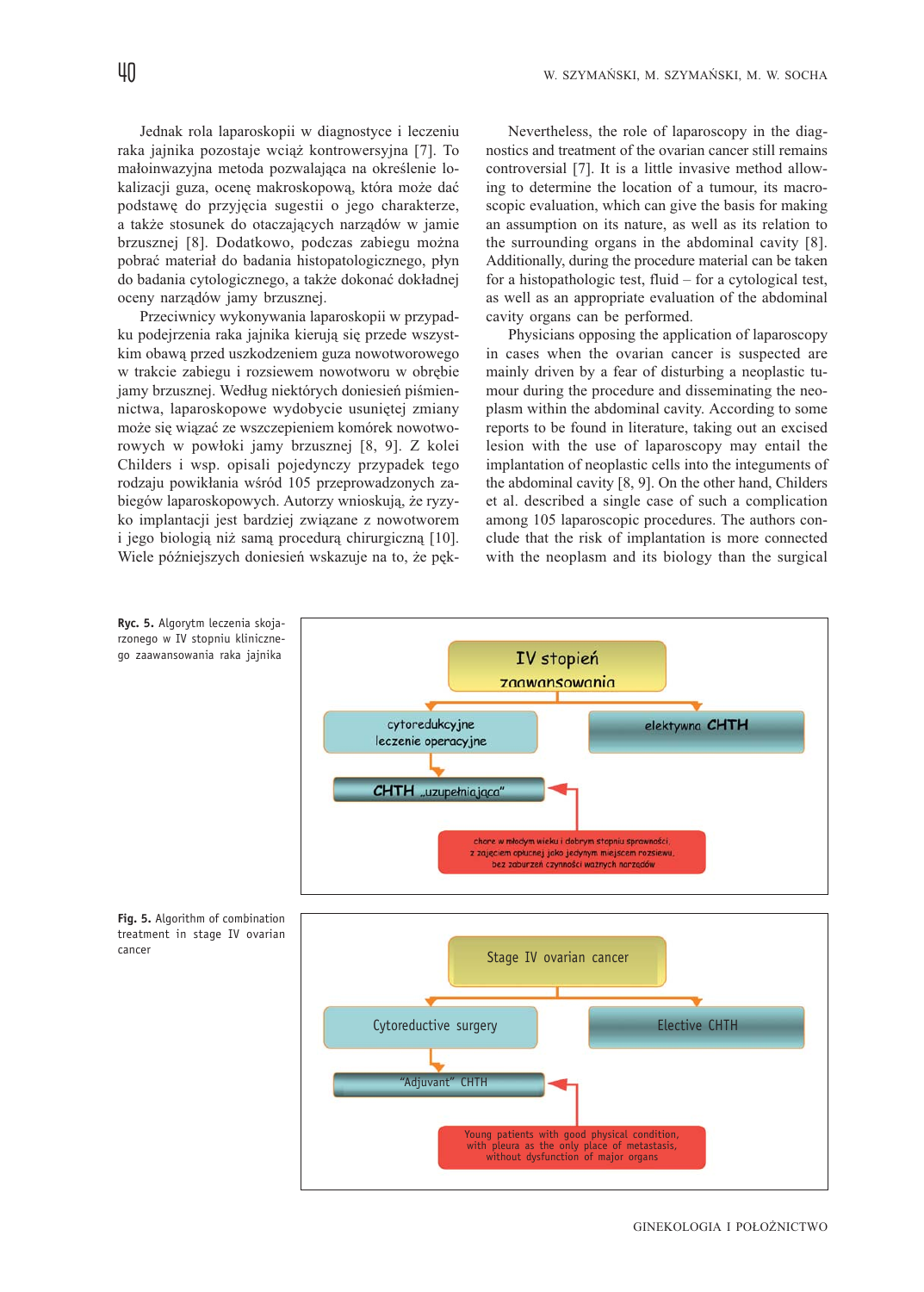Jednak rola laparoskopii w diagnostyce i leczeniu raka jajnika pozostaje wciąż kontrowersyjna [7]. To małoinwazyjna metoda pozwalająca na określenie lokalizacji guza, ocenę makroskopową, która może dać podstawę do przyjęcia sugestii o jego charakterze, a także stosunek do otaczających narządów w jamie brzusznej [8]. Dodatkowo, podczas zabiegu można pobrać materiał do badania histopatologicznego, płyn do badania cytologicznego, a także dokonać dokładnej oceny narządów jamy brzusznej.

Przeciwnicy wykonywania laparoskopii w przypadku podejrzenia raka jajnika kierują się przede wszystkim obawą przed uszkodzeniem guza nowotworowego w trakcie zabiegu i rozsiewem nowotworu w obrębie jamy brzusznej. Według niektórych doniesień piśmiennictwa, laparoskopowe wydobycie usuniętej zmiany może się wiązać ze wszczepieniem komórek nowotworowych w powłoki jamy brzusznej [8, 9]. Z kolei Childers i wsp. opisali pojedynczy przypadek tego rodzaju powikłania wśród 105 przeprowadzonych zabiegów laparoskopowych. Autorzy wnioskują, że ryzyko implantacji jest bardziej związane z nowotworem i jego biologią niż samą procedurą chirurgiczną [10]. Wiele późniejszych doniesień wskazuje na to, że pęk-

Nevertheless, the role of laparoscopy in the diagnostics and treatment of the ovarian cancer still remains controversial [7]. It is a little invasive method allowing to determine the location of a tumour, its macroscopic evaluation, which can give the basis for making an assumption on its nature, as well as its relation to the surrounding organs in the abdominal cavity [8]. Additionally, during the procedure material can be taken for a histopathologic test, fluid – for a cytological test, as well as an appropriate evaluation of the abdominal cavity organs can be performed.

Physicians opposing the application of laparoscopy in cases when the ovarian cancer is suspected are mainly driven by a fear of disturbing a neoplastic tumour during the procedure and disseminating the neoplasm within the abdominal cavity. According to some reports to be found in literature, taking out an excised lesion with the use of laparoscopy may entail the implantation of neoplastic cells into the integuments of the abdominal cavity [8, 9]. On the other hand, Childers et al. described a single case of such a complication among 105 laparoscopic procedures. The authors conclude that the risk of implantation is more connected with the neoplasm and its biology than the surgical

**Ryc. 5.** Algorytm leczenia skojarzonego w IV stopniu klinicznego zaawansowania raka jajnika

IV stopień zaawansowania → cytoredukcyjne leczenie operacyjne → CHTH „uzupełniająca"; IV stopień zaawansowania → elektywna CHTH; chore w młodym wieku i dobrym stopniu sprawności, z zajęciem opłucnej jako jedynym miejscem rozsiewu, bez zaburzeń czynności ważnych narządów → CHTH „uzupełniająca"

**Fig. 5.** Algorithm of combination treatment in stage IV ovarian cancer

Stage IV ovarian cancer → Cytoreductive surgery → "Adjuvant" CHTH; Stage IV ovarian cancer → Elective CHTH; Young patients with good physical condition, with pleura as the only place of metastasis, without dysfunction of major organs → "Adjuvant" CHTH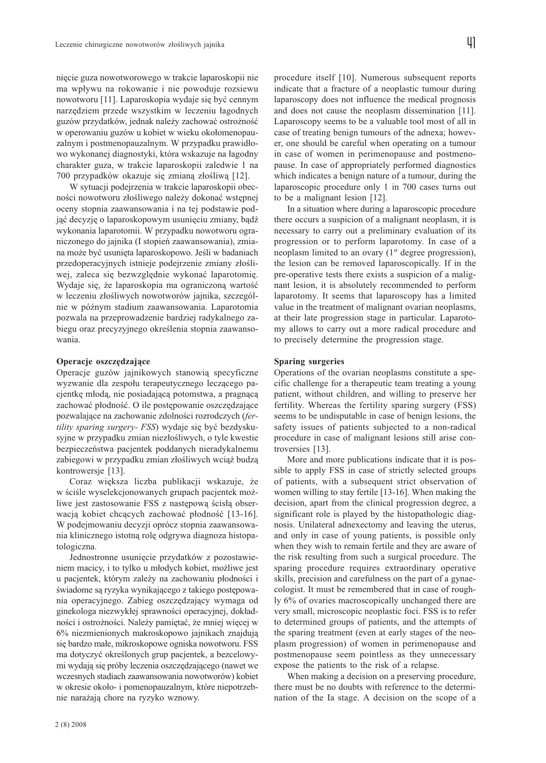nięcie guza nowotworowego w trakcie laparoskopii nie ma wpływu na rokowanie i nie powoduje rozsiewu nowotworu [11]. Laparoskopia wydaje się być cennym narzędziem przede wszystkim w leczeniu łagodnych guzów przydatków, jednak należy zachować ostrożność w operowaniu guzów u kobiet w wieku okołomenopauzalnym i postmenopauzalnym. W przypadku prawidłowo wykonanej diagnostyki, która wskazuje na łagodny charakter guza, w trakcie laparoskopii zaledwie 1 na 700 przypadków okazuje się zmianą złośliwą [12].

W sytuacji podejrzenia w trakcie laparoskopii obecności nowotworu złośliwego należy dokonać wstępnej oceny stopnia zaawansowania i na tej podstawie podjąć decyzję o laparoskopowym usunięciu zmiany, bądź wykonania laparotomii. W przypadku nowotworu ograniczonego do jajnika (I stopień zaawansowania), zmiana może być usunięta laparoskopowo. Jeśli w badaniach przedoperacyjnych istnieje podejrzenie zmiany złośliwej, zaleca się bezwzględnie wykonać laparotomię. Wydaje się, że laparoskopia ma ograniczoną wartość w leczeniu złośliwych nowotworów jajnika, szczególnie w późnym stadium zaawansowania. Laparotomia pozwala na przeprowadzenie bardziej radykalnego zabiegu oraz precyzyjnego określenia stopnia zaawansowania.

**Operacje oszczędzające**

Operacje guzów jajnikowych stanowią specyficzne wyzwanie dla zespołu terapeutycznego leczącego pacjentkę młodą, nie posiadającą potomstwa, a pragnącą zachować płodność. O ile postępowanie oszczędzające pozwalające na zachowanie zdolności rozrodczych (*fertility sparing surgery- FSS*) wydaje się być bezdyskusyjne w przypadku zmian niezłośliwych, o tyle kwestie bezpieczeństwa pacjentek poddanych nieradykalnemu zabiegowi w przypadku zmian złośliwych wciąż budzą kontrowersje [13].

Coraz większa liczba publikacji wskazuje, że w ściśle wyselekcjonowanych grupach pacjentek możliwe jest zastosowanie FSS z następową ścisłą obserwacją kobiet chcących zachować płodność [13-16]. W podejmowaniu decyzji oprócz stopnia zaawansowania klinicznego istotną rolę odgrywa diagnoza histopatologiczna.

Jednostronne usunięcie przydatków z pozostawieniem macicy, i to tylko u młodych kobiet, możliwe jest u pacjentek, którym zależy na zachowaniu płodności i świadome są ryzyka wynikającego z takiego postępowania operacyjnego. Zabieg oszczędzający wymaga od ginekologa niezwykłej sprawności operacyjnej, dokładności i ostrożności. Należy pamiętać, że mniej więcej w 6% niezmienionych makroskopowo jajnikach znajdują się bardzo małe, mikroskopowe ogniska nowotworu. FSS ma dotyczyć określonych grup pacjentek, a bezcelowymi wydają się próby leczenia oszczędzającego (nawet we wczesnych stadiach zaawansowania nowotworów) kobiet w okresie około- i pomenopauzalnym, które niepotrzebnie narażają chore na ryzyko wznowy.

procedure itself [10]. Numerous subsequent reports indicate that a fracture of a neoplastic tumour during laparoscopy does not influence the medical prognosis and does not cause the neoplasm dissemination [11]. Laparoscopy seems to be a valuable tool most of all in case of treating benign tumours of the adnexa; however, one should be careful when operating on a tumour in case of women in perimenopause and postmenopause. In case of appropriately performed diagnostics which indicates a benign nature of a tumour, during the laparoscopic procedure only 1 in 700 cases turns out to be a malignant lesion [12].

In a situation where during a laparoscopic procedure there occurs a suspicion of a malignant neoplasm, it is necessary to carry out a preliminary evaluation of its progression or to perform laparotomy. In case of a neoplasm limited to an ovary (1st degree progression), the lesion can be removed laparoscopically. If in the pre-operative tests there exists a suspicion of a malignant lesion, it is absolutely recommended to perform laparotomy. It seems that laparoscopy has a limited value in the treatment of malignant ovarian neoplasms, at their late progression stage in particular. Laparotomy allows to carry out a more radical procedure and to precisely determine the progression stage.

**Sparing surgeries**

Operations of the ovarian neoplasms constitute a specific challenge for a therapeutic team treating a young patient, without children, and willing to preserve her fertility. Whereas the fertility sparing surgery (FSS) seems to be undisputable in case of benign lesions, the safety issues of patients subjected to a non-radical procedure in case of malignant lesions still arise controversies [13].

More and more publications indicate that it is possible to apply FSS in case of strictly selected groups of patients, with a subsequent strict observation of women willing to stay fertile [13-16]. When making the decision, apart from the clinical progression degree, a significant role is played by the histopathologic diagnosis. Unilateral adnexectomy and leaving the uterus, and only in case of young patients, is possible only when they wish to remain fertile and they are aware of the risk resulting from such a surgical procedure. The sparing procedure requires extraordinary operative skills, precision and carefulness on the part of a gynaecologist. It must be remembered that in case of roughly 6% of ovaries macroscopically unchanged there are very small, microscopic neoplastic foci. FSS is to refer to determined groups of patients, and the attempts of the sparing treatment (even at early stages of the neoplasm progression) of women in perimenopause and postmenopause seem pointless as they unnecessary expose the patients to the risk of a relapse.

When making a decision on a preserving procedure, there must be no doubts with reference to the determination of the Ia stage. A decision on the scope of a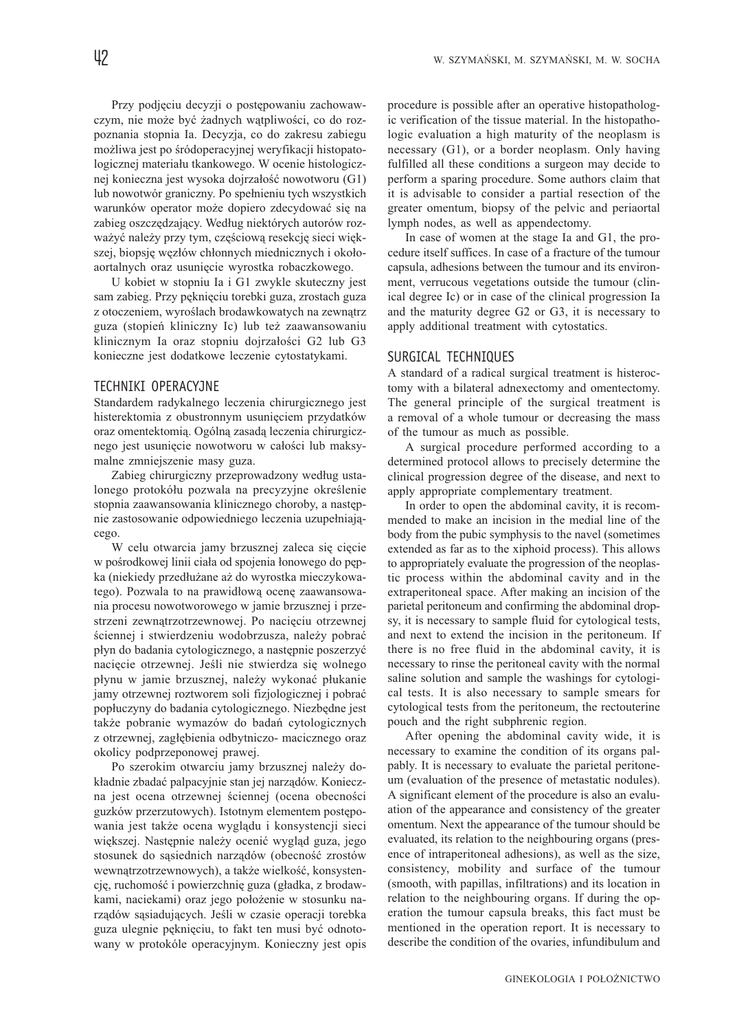Przy podjęciu decyzji o postępowaniu zachowawczym, nie może być żadnych wątpliwości, co do rozpoznania stopnia Ia. Decyzja, co do zakresu zabiegu możliwa jest po śródoperacyjnej weryfikacji histopatologicznej materiału tkankowego. W ocenie histologicznej konieczna jest wysoka dojrzałość nowotworu (G1) lub nowotwór graniczny. Po spełnieniu tych wszystkich warunków operator może dopiero zdecydować się na zabieg oszczędzający. Według niektórych autorów rozważyć należy przy tym, częściową resekcję sieci większej, biopsję węzłów chłonnych miednicznych i okołoaortalnych oraz usunięcie wyrostka robaczkowego.

U kobiet w stopniu Ia i G1 zwykle skuteczny jest sam zabieg. Przy pęknięciu torebki guza, zrostach guza z otoczeniem, wyroślach brodawkowatych na zewnątrz guza (stopień kliniczny Ic) lub też zaawansowaniu klinicznym Ia oraz stopniu dojrzałości G2 lub G3 konieczne jest dodatkowe leczenie cytostatykami.

## TECHNIKI OPERACYJNE

Standardem radykalnego leczenia chirurgicznego jest histerektomia z obustronnym usunięciem przydatków oraz omentektomią. Ogólną zasadą leczenia chirurgicznego jest usunięcie nowotworu w całości lub maksymalne zmniejszenie masy guza.

Zabieg chirurgiczny przeprowadzony według ustalonego protokółu pozwala na precyzyjne określenie stopnia zaawansowania klinicznego choroby, a następnie zastosowanie odpowiedniego leczenia uzupełniającego.

W celu otwarcia jamy brzusznej zaleca się cięcie w pośrodkowej linii ciała od spojenia łonowego do pępka (niekiedy przedłużane aż do wyrostka mieczykowatego). Pozwala to na prawidłową ocenę zaawansowania procesu nowotworowego w jamie brzusznej i przestrzeni zewnątrzotrzewnowej. Po nacięciu otrzewnej ściennej i stwierdzeniu wodobrzusza, należy pobrać płyn do badania cytologicznego, a następnie poszerzyć nacięcie otrzewnej. Jeśli nie stwierdza się wolnego płynu w jamie brzusznej, należy wykonać płukanie jamy otrzewnej roztworem soli fizjologicznej i pobrać popłuczyny do badania cytologicznego. Niezbędne jest także pobranie wymazów do badań cytologicznych z otrzewnej, zagłębienia odbytniczo- macicznego oraz okolicy podprzeponowej prawej.

Po szerokim otwarciu jamy brzusznej należy dokładnie zbadać palpacyjnie stan jej narządów. Konieczna jest ocena otrzewnej ściennej (ocena obecności guzków przerzutowych). Istotnym elementem postępowania jest także ocena wyglądu i konsystencji sieci większej. Następnie należy ocenić wygląd guza, jego stosunek do sąsiednich narządów (obecność zrostów wewnątrzotrzewnowych), a także wielkość, konsystencję, ruchomość i powierzchnię guza (gładka, z brodawkami, naciekami) oraz jego położenie w stosunku narządów sąsiadujących. Jeśli w czasie operacji torebka guza ulegnie pęknięciu, to fakt ten musi być odnotowany w protokóle operacyjnym. Konieczny jest opis

procedure is possible after an operative histopathologic verification of the tissue material. In the histopathologic evaluation a high maturity of the neoplasm is necessary (G1), or a border neoplasm. Only having fulfilled all these conditions a surgeon may decide to perform a sparing procedure. Some authors claim that it is advisable to consider a partial resection of the greater omentum, biopsy of the pelvic and periaortal lymph nodes, as well as appendectomy.

In case of women at the stage Ia and G1, the procedure itself suffices. In case of a fracture of the tumour capsula, adhesions between the tumour and its environment, verrucous vegetations outside the tumour (clinical degree Ic) or in case of the clinical progression Ia and the maturity degree G2 or G3, it is necessary to apply additional treatment with cytostatics.

## SURGICAL TECHNIQUES

A standard of a radical surgical treatment is histeroctomy with a bilateral adnexectomy and omentectomy. The general principle of the surgical treatment is a removal of a whole tumour or decreasing the mass of the tumour as much as possible.

A surgical procedure performed according to a determined protocol allows to precisely determine the clinical progression degree of the disease, and next to apply appropriate complementary treatment.

In order to open the abdominal cavity, it is recommended to make an incision in the medial line of the body from the pubic symphysis to the navel (sometimes extended as far as to the xiphoid process). This allows to appropriately evaluate the progression of the neoplastic process within the abdominal cavity and in the extraperitoneal space. After making an incision of the parietal peritoneum and confirming the abdominal dropsy, it is necessary to sample fluid for cytological tests, and next to extend the incision in the peritoneum. If there is no free fluid in the abdominal cavity, it is necessary to rinse the peritoneal cavity with the normal saline solution and sample the washings for cytological tests. It is also necessary to sample smears for cytological tests from the peritoneum, the rectouterine pouch and the right subphrenic region.

After opening the abdominal cavity wide, it is necessary to examine the condition of its organs palpably. It is necessary to evaluate the parietal peritoneum (evaluation of the presence of metastatic nodules). A significant element of the procedure is also an evaluation of the appearance and consistency of the greater omentum. Next the appearance of the tumour should be evaluated, its relation to the neighbouring organs (presence of intraperitoneal adhesions), as well as the size, consistency, mobility and surface of the tumour (smooth, with papillas, infiltrations) and its location in relation to the neighbouring organs. If during the operation the tumour capsula breaks, this fact must be mentioned in the operation report. It is necessary to describe the condition of the ovaries, infundibulum and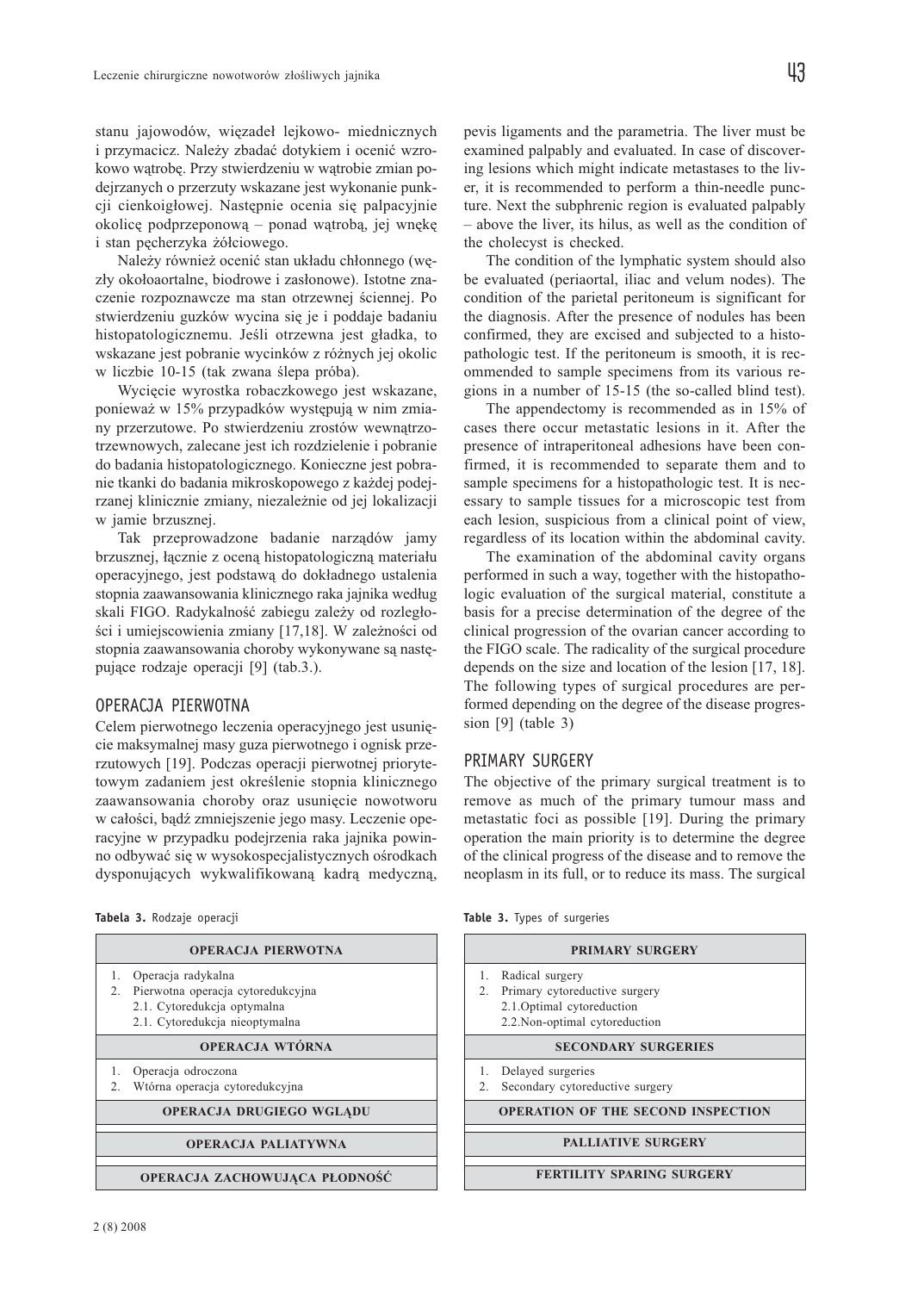stanu jajowodów, więzadeł lejkowo- miednicznych i przymacicz. Należy zbadać dotykiem i ocenić wzrokowo wątrobę. Przy stwierdzeniu w wątrobie zmian podejrzanych o przerzuty wskazane jest wykonanie punkcji cienkoigłowej. Następnie ocenia się palpacyjnie okolicę podprzeponową – ponad wątrobą, jej wnękę i stan pęcherzyka żółciowego.

Należy również ocenić stan układu chłonnego (węzły okołoaortalne, biodrowe i zasłonowe). Istotne znaczenie rozpoznawcze ma stan otrzewnej ściennej. Po stwierdzeniu guzków wycina się je i poddaje badaniu histopatologicznemu. Jeśli otrzewna jest gładka, to wskazane jest pobranie wycinków z różnych jej okolic w liczbie 10-15 (tak zwana ślepa próba).

Wycięcie wyrostka robaczkowego jest wskazane, ponieważ w 15% przypadków występują w nim zmiany przerzutowe. Po stwierdzeniu zrostów wewnątrzotrzewnowych, zalecane jest ich rozdzielenie i pobranie do badania histopatologicznego. Konieczne jest pobranie tkanki do badania mikroskopowego z każdej podejrzanej klinicznie zmiany, niezależnie od jej lokalizacji w jamie brzusznej.

Tak przeprowadzone badanie narządów jamy brzusznej, łącznie z oceną histopatologiczną materiału operacyjnego, jest podstawą do dokładnego ustalenia stopnia zaawansowania klinicznego raka jajnika według skali FIGO. Radykalność zabiegu zależy od rozległości i umiejscowienia zmiany [17,18]. W zależności od stopnia zaawansowania choroby wykonywane są następujące rodzaje operacji [9] (tab.3.).

## OPERACJA PIERWOTNA

Celem pierwotnego leczenia operacyjnego jest usunięcie maksymalnej masy guza pierwotnego i ognisk przerzutowych [19]. Podczas operacji pierwotnej priorytetowym zadaniem jest określenie stopnia klinicznego zaawansowania choroby oraz usunięcie nowotworu w całości, bądź zmniejszenie jego masy. Leczenie operacyjne w przypadku podejrzenia raka jajnika powinno odbywać się w wysokospecjalistycznych ośrodkach dysponujących wykwalifikowaną kadrą medyczną,

**Tabela 3.** Rodzaje operacji

| OPERACJA PIERWOTNA |
|---|
| 1. Operacja radykalna<br>2. Pierwotna operacja cytoredukcyjna<br>2.1. Cytoredukcja optymalna<br>2.1. Cytoredukcja nieoptymalna |
| **OPERACJA WTÓRNA** |
| 1. Operacja odroczona<br>2. Wtórna operacja cytoredukcyjna |
| **OPERACJA DRUGIEGO WGLĄDU** |
| **OPERACJA PALIATYWNA** |
| **OPERACJA ZACHOWUJĄCA PŁODNOŚĆ** |

pevis ligaments and the parametria. The liver must be examined palpably and evaluated. In case of discovering lesions which might indicate metastases to the liver, it is recommended to perform a thin-needle puncture. Next the subphrenic region is evaluated palpably – above the liver, its hilus, as well as the condition of the cholecyst is checked.

The condition of the lymphatic system should also be evaluated (periaortal, iliac and velum nodes). The condition of the parietal peritoneum is significant for the diagnosis. After the presence of nodules has been confirmed, they are excised and subjected to a histopathologic test. If the peritoneum is smooth, it is recommended to sample specimens from its various regions in a number of 15-15 (the so-called blind test).

The appendectomy is recommended as in 15% of cases there occur metastatic lesions in it. After the presence of intraperitoneal adhesions have been confirmed, it is recommended to separate them and to sample specimens for a histopathologic test. It is necessary to sample tissues for a microscopic test from each lesion, suspicious from a clinical point of view, regardless of its location within the abdominal cavity.

The examination of the abdominal cavity organs performed in such a way, together with the histopathologic evaluation of the surgical material, constitute a basis for a precise determination of the degree of the clinical progression of the ovarian cancer according to the FIGO scale. The radicality of the surgical procedure depends on the size and location of the lesion [17, 18]. The following types of surgical procedures are performed depending on the degree of the disease progression [9] (table 3)

## PRIMARY SURGERY

The objective of the primary surgical treatment is to remove as much of the primary tumour mass and metastatic foci as possible [19]. During the primary operation the main priority is to determine the degree of the clinical progress of the disease and to remove the neoplasm in its full, or to reduce its mass. The surgical

**Table 3.** Types of surgeries

| PRIMARY SURGERY |
|---|
| 1. Radical surgery<br>2. Primary cytoreductive surgery<br>2.1.Optimal cytoreduction<br>2.2.Non-optimal cytoreduction |
| **SECONDARY SURGERIES** |
| 1. Delayed surgeries<br>2. Secondary cytoreductive surgery |
| **OPERATION OF THE SECOND INSPECTION** |
| **PALLIATIVE SURGERY** |
| **FERTILITY SPARING SURGERY** |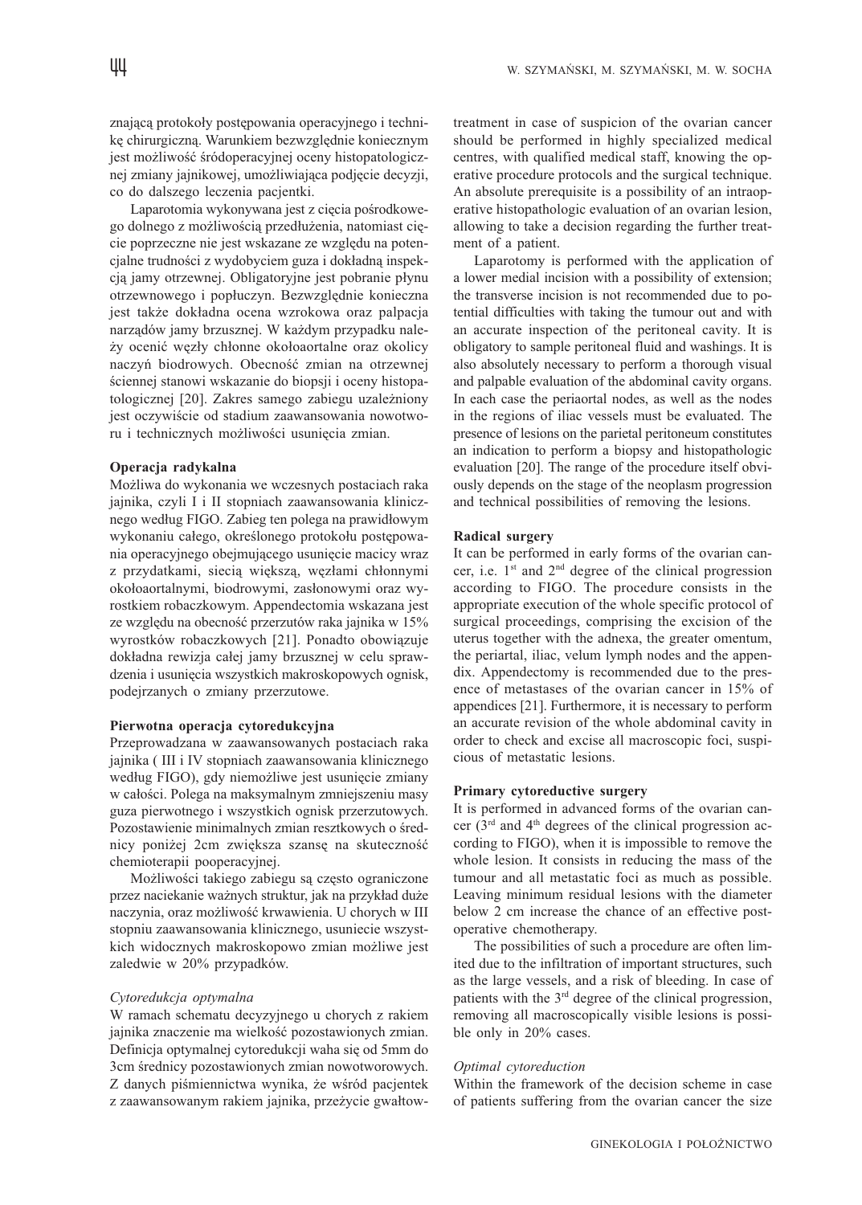znającą protokoły postępowania operacyjnego i technikę chirurgiczną. Warunkiem bezwzględnie koniecznym jest możliwość śródoperacyjnej oceny histopatologicznej zmiany jajnikowej, umożliwiająca podjęcie decyzji, co do dalszego leczenia pacjentki.

Laparotomia wykonywana jest z cięcia pośrodkowego dolnego z możliwością przedłużenia, natomiast cięcie poprzeczne nie jest wskazane ze względu na potencjalne trudności z wydobyciem guza i dokładną inspekcją jamy otrzewnej. Obligatoryjne jest pobranie płynu otrzewnowego i popłuczyn. Bezwzględnie konieczna jest także dokładna ocena wzrokowa oraz palpacja narządów jamy brzusznej. W każdym przypadku należy ocenić węzły chłonne okołoaortalne oraz okolicy naczyń biodrowych. Obecność zmian na otrzewnej ściennej stanowi wskazanie do biopsji i oceny histopatologicznej [20]. Zakres samego zabiegu uzależniony jest oczywiście od stadium zaawansowania nowotworu i technicznych możliwości usunięcia zmian.

**Operacja radykalna**

Możliwa do wykonania we wczesnych postaciach raka jajnika, czyli I i II stopniach zaawansowania klinicznego według FIGO. Zabieg ten polega na prawidłowym wykonaniu całego, określonego protokołu postępowania operacyjnego obejmującego usunięcie macicy wraz z przydatkami, siecią większą, węzłami chłonnymi okołoaortalnymi, biodrowymi, zasłonowymi oraz wyrostkiem robaczkowym. Appendectomia wskazana jest ze względu na obecność przerzutów raka jajnika w 15% wyrostków robaczkowych [21]. Ponadto obowiązuje dokładna rewizja całej jamy brzusznej w celu sprawdzenia i usunięcia wszystkich makroskopowych ognisk, podejrzanych o zmiany przerzutowe.

**Pierwotna operacja cytoredukcyjna**

Przeprowadzana w zaawansowanych postaciach raka jajnika ( III i IV stopniach zaawansowania klinicznego według FIGO), gdy niemożliwe jest usunięcie zmiany w całości. Polega na maksymalnym zmniejszeniu masy guza pierwotnego i wszystkich ognisk przerzutowych. Pozostawienie minimalnych zmian resztkowych o średnicy poniżej 2cm zwiększa szansę na skuteczność chemioterapii pooperacyjnej.

Możliwości takiego zabiegu są często ograniczone przez naciekanie ważnych struktur, jak na przykład duże naczynia, oraz możliwość krwawienia. U chorych w III stopniu zaawansowania klinicznego, usuniecie wszystkich widocznych makroskopowo zmian możliwe jest zaledwie w 20% przypadków.

*Cytoredukcja optymalna*

W ramach schematu decyzyjnego u chorych z rakiem jajnika znaczenie ma wielkość pozostawionych zmian. Definicja optymalnej cytoredukcji waha się od 5mm do 3cm średnicy pozostawionych zmian nowotworowych. Z danych piśmiennictwa wynika, że wśród pacjentek z zaawansowanym rakiem jajnika, przeżycie gwałtow-

treatment in case of suspicion of the ovarian cancer should be performed in highly specialized medical centres, with qualified medical staff, knowing the operative procedure protocols and the surgical technique. An absolute prerequisite is a possibility of an intraoperative histopathologic evaluation of an ovarian lesion, allowing to take a decision regarding the further treatment of a patient.

Laparotomy is performed with the application of a lower medial incision with a possibility of extension; the transverse incision is not recommended due to potential difficulties with taking the tumour out and with an accurate inspection of the peritoneal cavity. It is obligatory to sample peritoneal fluid and washings. It is also absolutely necessary to perform a thorough visual and palpable evaluation of the abdominal cavity organs. In each case the periaortal nodes, as well as the nodes in the regions of iliac vessels must be evaluated. The presence of lesions on the parietal peritoneum constitutes an indication to perform a biopsy and histopathologic evaluation [20]. The range of the procedure itself obviously depends on the stage of the neoplasm progression and technical possibilities of removing the lesions.

**Radical surgery**

It can be performed in early forms of the ovarian cancer, i.e. 1st and 2nd degree of the clinical progression according to FIGO. The procedure consists in the appropriate execution of the whole specific protocol of surgical proceedings, comprising the excision of the uterus together with the adnexa, the greater omentum, the periartal, iliac, velum lymph nodes and the appendix. Appendectomy is recommended due to the presence of metastases of the ovarian cancer in 15% of appendices [21]. Furthermore, it is necessary to perform an accurate revision of the whole abdominal cavity in order to check and excise all macroscopic foci, suspicious of metastatic lesions.

**Primary cytoreductive surgery**

It is performed in advanced forms of the ovarian cancer (3rd and 4th degrees of the clinical progression according to FIGO), when it is impossible to remove the whole lesion. It consists in reducing the mass of the tumour and all metastatic foci as much as possible. Leaving minimum residual lesions with the diameter below 2 cm increase the chance of an effective postoperative chemotherapy.

The possibilities of such a procedure are often limited due to the infiltration of important structures, such as the large vessels, and a risk of bleeding. In case of patients with the 3rd degree of the clinical progression, removing all macroscopically visible lesions is possible only in 20% cases.

*Optimal cytoreduction*

Within the framework of the decision scheme in case of patients suffering from the ovarian cancer the size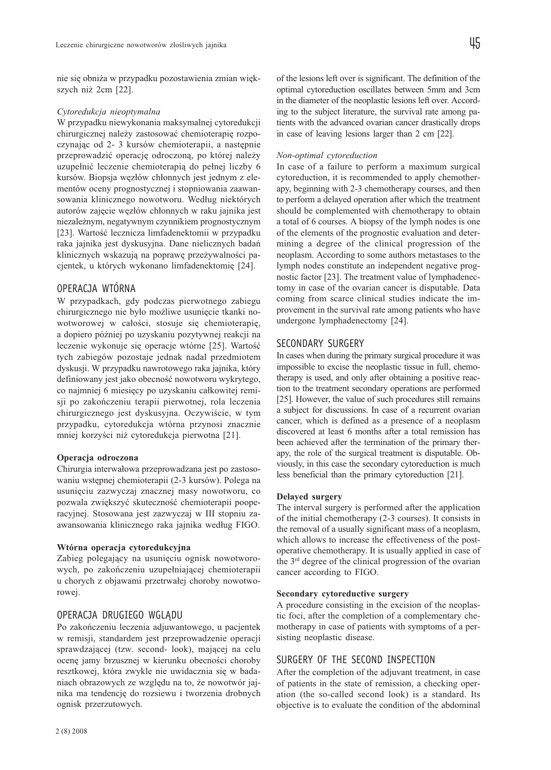nie się obniża w przypadku pozostawienia zmian większych niż 2cm [22].

*Cytoredukcja nieoptymalna*

W przypadku niewykonania maksymalnej cytoredukcji chirurgicznej należy zastosować chemioterapię rozpoczynając od 2- 3 kursów chemioterapii, a następnie przeprowadzić operację odroczoną, po której należy uzupełnić leczenie chemioterapią do pełnej liczby 6 kursów. Biopsja węzłów chłonnych jest jednym z elementów oceny prognostycznej i stopniowania zaawansowania klinicznego nowotworu. Według niektórych autorów zajęcie węzłów chłonnych w raku jajnika jest niezależnym, negatywnym czynnikiem prognostycznym [23]. Wartość lecznicza limfadenektomii w przypadku raka jajnika jest dyskusyjna. Dane nielicznych badań klinicznych wskazują na poprawę przeżywalności pacjentek, u których wykonano limfadenektomię [24].

## OPERACJA WTÓRNA

W przypadkach, gdy podczas pierwotnego zabiegu chirurgicznego nie było możliwe usunięcie tkanki nowotworowej w całości, stosuje się chemioterapię, a dopiero później po uzyskaniu pozytywnej reakcji na leczenie wykonuje się operacje wtórne [25]. Wartość tych zabiegów pozostaje jednak nadal przedmiotem dyskusji. W przypadku nawrotowego raka jajnika, który definiowany jest jako obecność nowotworu wykrytego, co najmniej 6 miesięcy po uzyskaniu całkowitej remisji po zakończeniu terapii pierwotnej, rola leczenia chirurgicznego jest dyskusyjna. Oczywiście, w tym przypadku, cytoredukcja wtórna przynosi znacznie mniej korzyści niż cytoredukcja pierwotna [21].

**Operacja odroczona**

Chirurgia interwałowa przeprowadzana jest po zastosowaniu wstępnej chemioterapii (2-3 kursów). Polega na usunięciu zazwyczaj znacznej masy nowotworu, co pozwala zwiększyć skuteczność chemioterapii pooperacyjnej. Stosowana jest zazwyczaj w III stopniu zaawansowania klinicznego raka jajnika według FIGO.

**Wtórna operacja cytoredukcyjna**

Zabieg polegający na usunięciu ognisk nowotworowych, po zakończeniu uzupełniającej chemioterapii u chorych z objawami przetrwałej choroby nowotworowej.

## OPERACJA DRUGIEGO WGLĄDU

Po zakończeniu leczenia adjuwantowego, u pacjentek w remisji, standardem jest przeprowadzenie operacji sprawdzającej (tzw. second- look), mającej na celu ocenę jamy brzusznej w kierunku obecności choroby resztkowej, która zwykle nie uwidacznia się w badaniach obrazowych ze względu na to, że nowotwór jajnika ma tendencję do rozsiewu i tworzenia drobnych ognisk przerzutowych.

of the lesions left over is significant. The definition of the optimal cytoreduction oscillates between 5mm and 3cm in the diameter of the neoplastic lesions left over. According to the subject literature, the survival rate among patients with the advanced ovarian cancer drastically drops in case of leaving lesions larger than 2 cm [22].

*Non-optimal cytoreduction*

In case of a failure to perform a maximum surgical cytoreduction, it is recommended to apply chemotherapy, beginning with 2-3 chemotherapy courses, and then to perform a delayed operation after which the treatment should be complemented with chemotherapy to obtain a total of 6 courses. A biopsy of the lymph nodes is one of the elements of the prognostic evaluation and determining a degree of the clinical progression of the neoplasm. According to some authors metastases to the lymph nodes constitute an independent negative prognostic factor [23]. The treatment value of lymphadenectomy in case of the ovarian cancer is disputable. Data coming from scarce clinical studies indicate the improvement in the survival rate among patients who have undergone lymphadenectomy [24].

## SECONDARY SURGERY

In cases when during the primary surgical procedure it was impossible to excise the neoplastic tissue in full, chemotherapy is used, and only after obtaining a positive reaction to the treatment secondary operations are performed [25]. However, the value of such procedures still remains a subject for discussions. In case of a recurrent ovarian cancer, which is defined as a presence of a neoplasm discovered at least 6 months after a total remission has been achieved after the termination of the primary therapy, the role of the surgical treatment is disputable. Obviously, in this case the secondary cytoreduction is much less beneficial than the primary cytoreduction [21].

**Delayed surgery**

The interval surgery is performed after the application of the initial chemotherapy (2-3 courses). It consists in the removal of a usually significant mass of a neoplasm, which allows to increase the effectiveness of the postoperative chemotherapy. It is usually applied in case of the 3rd degree of the clinical progression of the ovarian cancer according to FIGO.

**Secondary cytoreductive surgery**

A procedure consisting in the excision of the neoplastic foci, after the completion of a complementary chemotherapy in case of patients with symptoms of a persisting neoplastic disease.

## SURGERY OF THE SECOND INSPECTION

After the completion of the adjuvant treatment, in case of patients in the state of remission, a checking operation (the so-called second look) is a standard. Its objective is to evaluate the condition of the abdominal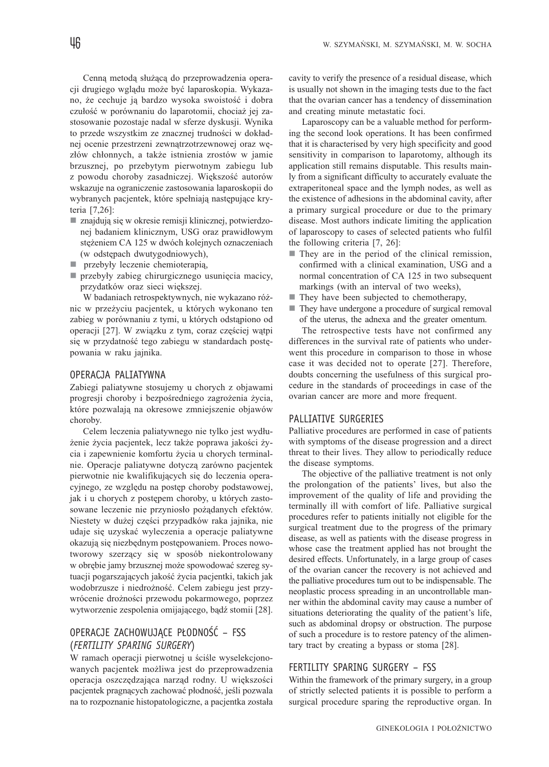Cenną metodą służącą do przeprowadzenia operacji drugiego wglądu może być laparoskopia. Wykazano, że cechuje ją bardzo wysoka swoistość i dobra czułość w porównaniu do laparotomii, chociaż jej zastosowanie pozostaje nadal w sferze dyskusji. Wynika to przede wszystkim ze znacznej trudności w dokładnej ocenie przestrzeni zewnątrzotrzewnowej oraz węzłów chłonnych, a także istnienia zrostów w jamie brzusznej, po przebytym pierwotnym zabiegu lub z powodu choroby zasadniczej. Większość autorów wskazuje na ograniczenie zastosowania laparoskopii do wybranych pacjentek, które spełniają następujące kryteria [7,26]:

- znajdują się w okresie remisji klinicznej, potwierdzonej badaniem klinicznym, USG oraz prawidłowym stężeniem CA 125 w dwóch kolejnych oznaczeniach (w odstępach dwutygodniowych),
- przebyły leczenie chemioterapią,
- przebyły zabieg chirurgicznego usunięcia macicy, przydatków oraz sieci większej.

W badaniach retrospektywnych, nie wykazano różnic w przeżyciu pacjentek, u których wykonano ten zabieg w porównaniu z tymi, u których odstąpiono od operacji [27]. W związku z tym, coraz częściej wątpi się w przydatność tego zabiegu w standardach postępowania w raku jajnika.

## OPERACJA PALIATYWNA

Zabiegi paliatywne stosujemy u chorych z objawami progresji choroby i bezpośredniego zagrożenia życia, które pozwalają na okresowe zmniejszenie objawów choroby.

Celem leczenia paliatywnego nie tylko jest wydłużenie życia pacjentek, lecz także poprawa jakości życia i zapewnienie komfortu życia u chorych terminalnie. Operacje paliatywne dotyczą zarówno pacjentek pierwotnie nie kwalifikujących się do leczenia operacyjnego, ze względu na postęp choroby podstawowej, jak i u chorych z postępem choroby, u których zastosowane leczenie nie przyniosło pożądanych efektów. Niestety w dużej części przypadków raka jajnika, nie udaje się uzyskać wyleczenia a operacje paliatywne okazują się niezbędnym postępowaniem. Proces nowotworowy szerzący się w sposób niekontrolowany w obrębie jamy brzusznej może spowodować szereg sytuacji pogarszających jakość życia pacjentki, takich jak wodobrzusze i niedrożność. Celem zabiegu jest przywrócenie drożności przewodu pokarmowego, poprzez wytworzenie zespolenia omijającego, bądź stomii [28].

## OPERACJE ZACHOWUJĄCE PŁODNOŚĆ – FSS (*FERTILITY SPARING SURGERY*)

W ramach operacji pierwotnej u ściśle wyselekcjonowanych pacjentek możliwa jest do przeprowadzenia operacja oszczędzająca narząd rodny. U większości pacjentek pragnących zachować płodność, jeśli pozwala na to rozpoznanie histopatologiczne, a pacjentka została

cavity to verify the presence of a residual disease, which is usually not shown in the imaging tests due to the fact that the ovarian cancer has a tendency of dissemination and creating minute metastatic foci.

Laparoscopy can be a valuable method for performing the second look operations. It has been confirmed that it is characterised by very high specificity and good sensitivity in comparison to laparotomy, although its application still remains disputable. This results mainly from a significant difficulty to accurately evaluate the extraperitoneal space and the lymph nodes, as well as the existence of adhesions in the abdominal cavity, after a primary surgical procedure or due to the primary disease. Most authors indicate limiting the application of laparoscopy to cases of selected patients who fulfil the following criteria [7, 26]:

- They are in the period of the clinical remission, confirmed with a clinical examination, USG and a normal concentration of CA 125 in two subsequent markings (with an interval of two weeks),
- They have been subjected to chemotherapy,
- They have undergone a procedure of surgical removal of the uterus, the adnexa and the greater omentum.

The retrospective tests have not confirmed any differences in the survival rate of patients who underwent this procedure in comparison to those in whose case it was decided not to operate [27]. Therefore, doubts concerning the usefulness of this surgical procedure in the standards of proceedings in case of the ovarian cancer are more and more frequent.

## PALLIATIVE SURGERIES

Palliative procedures are performed in case of patients with symptoms of the disease progression and a direct threat to their lives. They allow to periodically reduce the disease symptoms.

The objective of the palliative treatment is not only the prolongation of the patients' lives, but also the improvement of the quality of life and providing the terminally ill with comfort of life. Palliative surgical procedures refer to patients initially not eligible for the surgical treatment due to the progress of the primary disease, as well as patients with the disease progress in whose case the treatment applied has not brought the desired effects. Unfortunately, in a large group of cases of the ovarian cancer the recovery is not achieved and the palliative procedures turn out to be indispensable. The neoplastic process spreading in an uncontrollable manner within the abdominal cavity may cause a number of situations deteriorating the quality of the patient's life, such as abdominal dropsy or obstruction. The purpose of such a procedure is to restore patency of the alimentary tract by creating a bypass or stoma [28].

## FERTILITY SPARING SURGERY – FSS

Within the framework of the primary surgery, in a group of strictly selected patients it is possible to perform a surgical procedure sparing the reproductive organ. In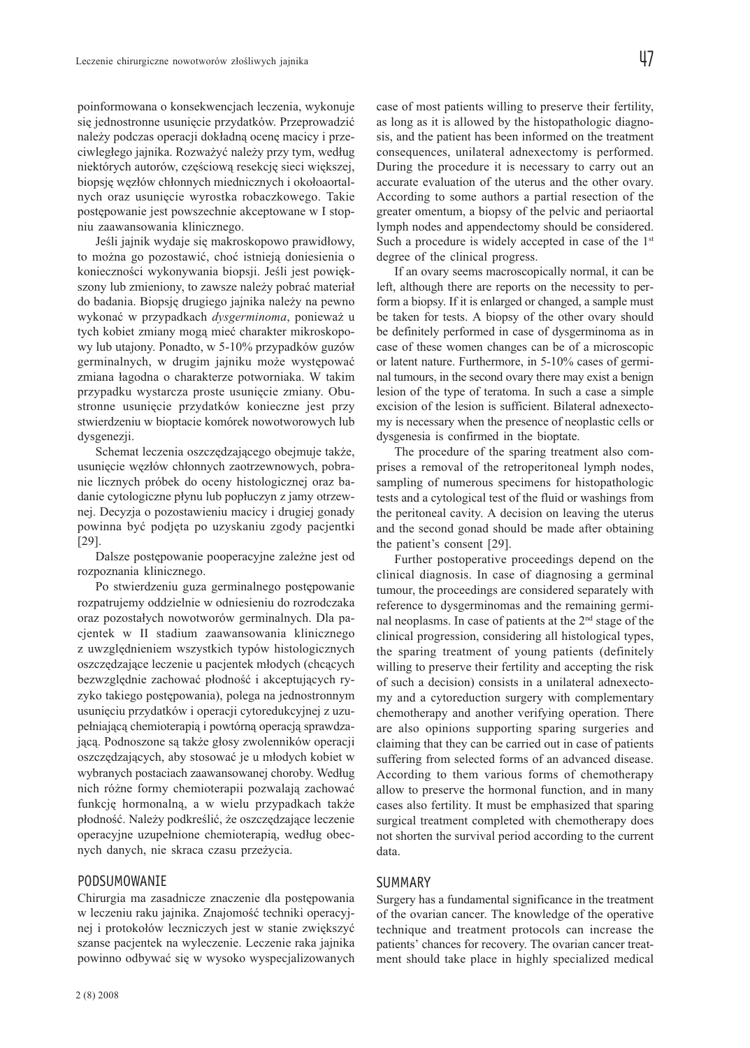poinformowana o konsekwencjach leczenia, wykonuje się jednostronne usunięcie przydatków. Przeprowadzić należy podczas operacji dokładną ocenę macicy i przeciwległego jajnika. Rozważyć należy przy tym, według niektórych autorów, częściową resekcję sieci większej, biopsję węzłów chłonnych miednicznych i okołoaortalnych oraz usunięcie wyrostka robaczkowego. Takie postępowanie jest powszechnie akceptowane w I stopniu zaawansowania klinicznego.

Jeśli jajnik wydaje się makroskopowo prawidłowy, to można go pozostawić, choć istnieją doniesienia o konieczności wykonywania biopsji. Jeśli jest powiększony lub zmieniony, to zawsze należy pobrać materiał do badania. Biopsję drugiego jajnika należy na pewno wykonać w przypadkach *dysgerminoma*, ponieważ u tych kobiet zmiany mogą mieć charakter mikroskopowy lub utajony. Ponadto, w 5-10% przypadków guzów germinalnych, w drugim jajniku może występować zmiana łagodna o charakterze potworniaka. W takim przypadku wystarcza proste usunięcie zmiany. Obustronne usunięcie przydatków konieczne jest przy stwierdzeniu w bioptacie komórek nowotworowych lub dysgenezji.

Schemat leczenia oszczędzającego obejmuje także, usunięcie węzłów chłonnych zaotrzewnowych, pobranie licznych próbek do oceny histologicznej oraz badanie cytologiczne płynu lub popłuczyn z jamy otrzewnej. Decyzja o pozostawieniu macicy i drugiej gonady powinna być podjęta po uzyskaniu zgody pacjentki [29].

Dalsze postępowanie pooperacyjne zależne jest od rozpoznania klinicznego.

Po stwierdzeniu guza germinalnego postępowanie rozpatrujemy oddzielnie w odniesieniu do rozrodczaka oraz pozostałych nowotworów germinalnych. Dla pacjentek w II stadium zaawansowania klinicznego z uwzględnieniem wszystkich typów histologicznych oszczędzające leczenie u pacjentek młodych (chcących bezwzględnie zachować płodność i akceptujących ryzyko takiego postępowania), polega na jednostronnym usunięciu przydatków i operacji cytoredukcyjnej z uzupełniającą chemioterapią i powtórną operacją sprawdzającą. Podnoszone są także głosy zwolenników operacji oszczędzających, aby stosować je u młodych kobiet w wybranych postaciach zaawansowanej choroby. Według nich różne formy chemioterapii pozwalają zachować funkcję hormonalną, a w wielu przypadkach także płodność. Należy podkreślić, że oszczędzające leczenie operacyjne uzupełnione chemioterapią, według obecnych danych, nie skraca czasu przeżycia.

## PODSUMOWANIE

Chirurgia ma zasadnicze znaczenie dla postępowania w leczeniu raku jajnika. Znajomość techniki operacyjnej i protokołów leczniczych jest w stanie zwiększyć szanse pacjentek na wyleczenie. Leczenie raka jajnika powinno odbywać się w wysoko wyspecjalizowanych

case of most patients willing to preserve their fertility, as long as it is allowed by the histopathologic diagnosis, and the patient has been informed on the treatment consequences, unilateral adnexectomy is performed. During the procedure it is necessary to carry out an accurate evaluation of the uterus and the other ovary. According to some authors a partial resection of the greater omentum, a biopsy of the pelvic and periaortal lymph nodes and appendectomy should be considered. Such a procedure is widely accepted in case of the 1st degree of the clinical progress.

If an ovary seems macroscopically normal, it can be left, although there are reports on the necessity to perform a biopsy. If it is enlarged or changed, a sample must be taken for tests. A biopsy of the other ovary should be definitely performed in case of dysgerminoma as in case of these women changes can be of a microscopic or latent nature. Furthermore, in 5-10% cases of germinal tumours, in the second ovary there may exist a benign lesion of the type of teratoma. In such a case a simple excision of the lesion is sufficient. Bilateral adnexectomy is necessary when the presence of neoplastic cells or dysgenesia is confirmed in the bioptate.

The procedure of the sparing treatment also comprises a removal of the retroperitoneal lymph nodes, sampling of numerous specimens for histopathologic tests and a cytological test of the fluid or washings from the peritoneal cavity. A decision on leaving the uterus and the second gonad should be made after obtaining the patient's consent [29].

Further postoperative proceedings depend on the clinical diagnosis. In case of diagnosing a germinal tumour, the proceedings are considered separately with reference to dysgerminomas and the remaining germinal neoplasms. In case of patients at the 2nd stage of the clinical progression, considering all histological types, the sparing treatment of young patients (definitely willing to preserve their fertility and accepting the risk of such a decision) consists in a unilateral adnexectomy and a cytoreduction surgery with complementary chemotherapy and another verifying operation. There are also opinions supporting sparing surgeries and claiming that they can be carried out in case of patients suffering from selected forms of an advanced disease. According to them various forms of chemotherapy allow to preserve the hormonal function, and in many cases also fertility. It must be emphasized that sparing surgical treatment completed with chemotherapy does not shorten the survival period according to the current data.

## SUMMARY

Surgery has a fundamental significance in the treatment of the ovarian cancer. The knowledge of the operative technique and treatment protocols can increase the patients' chances for recovery. The ovarian cancer treatment should take place in highly specialized medical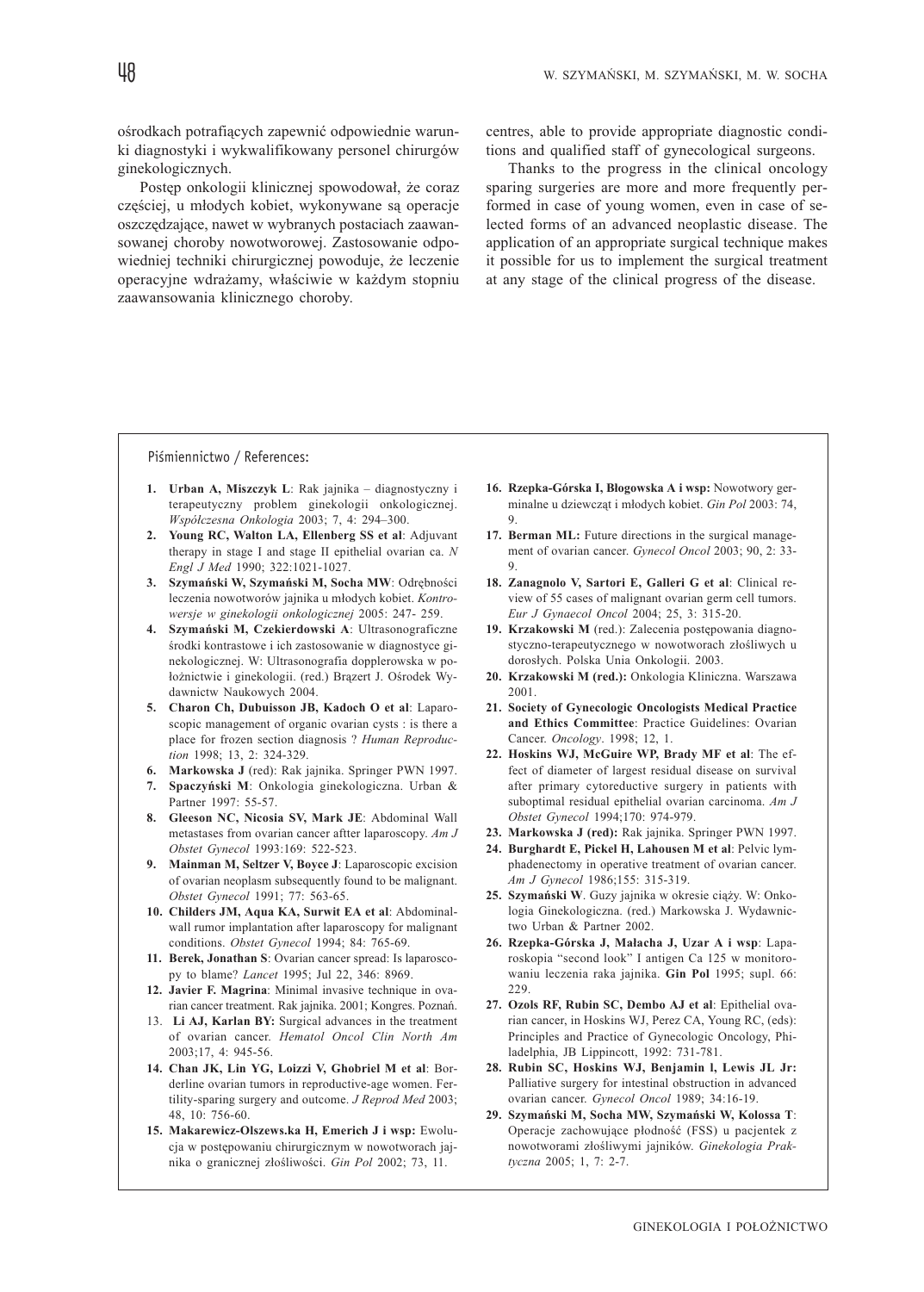ośrodkach potrafiących zapewnić odpowiednie warunki diagnostyki i wykwalifikowany personel chirurgów ginekologicznych.

Postęp onkologii klinicznej spowodował, że coraz częściej, u młodych kobiet, wykonywane są operacje oszczędzające, nawet w wybranych postaciach zaawansowanej choroby nowotworowej. Zastosowanie odpowiedniej techniki chirurgicznej powoduje, że leczenie operacyjne wdrażamy, właściwie w każdym stopniu zaawansowania klinicznego choroby.

centres, able to provide appropriate diagnostic conditions and qualified staff of gynecological surgeons.

Thanks to the progress in the clinical oncology sparing surgeries are more and more frequently performed in case of young women, even in case of selected forms of an advanced neoplastic disease. The application of an appropriate surgical technique makes it possible for us to implement the surgical treatment at any stage of the clinical progress of the disease.

## Piśmiennictwo / References:

1. **Urban A, Miszczyk L**: Rak jajnika – diagnostyczny i terapeutyczny problem ginekologii onkologicznej. *Współczesna Onkologia* 2003; 7, 4: 294–300.
2. **Young RC, Walton LA, Ellenberg SS et al**: Adjuvant therapy in stage I and stage II epithelial ovarian ca. *N Engl J Med* 1990; 322:1021-1027.
3. **Szymański W, Szymański M, Socha MW**: Odrębności leczenia nowotworów jajnika u młodych kobiet. *Kontrowersje w ginekologii onkologicznej* 2005: 247- 259.
4. **Szymański M, Czekierdowski A**: Ultrasonograficzne środki kontrastowe i ich zastosowanie w diagnostyce ginekologicznej. W: Ultrasonografia dopplerowska w położnictwie i ginekologii. (red.) Brązert J. Ośrodek Wydawnictw Naukowych 2004.
5. **Charon Ch, Dubuisson JB, Kadoch O et al**: Laparoscopic management of organic ovarian cysts : is there a place for frozen section diagnosis ? *Human Reproduction* 1998; 13, 2: 324-329.
6. **Markowska J** (red): Rak jajnika. Springer PWN 1997.
7. **Spaczyński M**: Onkologia ginekologiczna. Urban & Partner 1997: 55-57.
8. **Gleeson NC, Nicosia SV, Mark JE**: Abdominal Wall metastases from ovarian cancer aftter laparoscopy. *Am J Obstet Gynecol* 1993:169: 522-523.
9. **Mainman M, Seltzer V, Boyce J**: Laparoscopic excision of ovarian neoplasm subsequently found to be malignant. *Obstet Gynecol* 1991; 77: 563-65.
10. **Childers JM, Aqua KA, Surwit EA et al**: Abdominal-wall rumor implantation after laparoscopy for malignant conditions. *Obstet Gynecol* 1994; 84: 765-69.
11. **Berek, Jonathan S**: Ovarian cancer spread: Is laparoscopy to blame? *Lancet* 1995; Jul 22, 346: 8969.
12. **Javier F. Magrina**: Minimal invasive technique in ovarian cancer treatment. Rak jajnika. 2001; Kongres. Poznań.
13. **Li AJ, Karlan BY:** Surgical advances in the treatment of ovarian cancer. *Hematol Oncol Clin North Am* 2003;17, 4: 945-56.
14. **Chan JK, Lin YG, Loizzi V, Ghobriel M et al**: Borderline ovarian tumors in reproductive-age women. Fertility-sparing surgery and outcome. *J Reprod Med* 2003; 48, 10: 756-60.
15. **Makarewicz-Olszews.ka H, Emerich J i wsp:** Ewolucja w postępowaniu chirurgicznym w nowotworach jajnika o granicznej złośliwości. *Gin Pol* 2002; 73, 11.
16. **Rzepka-Górska I, Błogowska A i wsp:** Nowotwory germinalne u dziewcząt i młodych kobiet. *Gin Pol* 2003: 74, 9.
17. **Berman ML:** Future directions in the surgical management of ovarian cancer. *Gynecol Oncol* 2003; 90, 2: 33-9.
18. **Zanagnolo V, Sartori E, Galleri G et al**: Clinical review of 55 cases of malignant ovarian germ cell tumors. *Eur J Gynaecol Oncol* 2004; 25, 3: 315-20.
19. **Krzakowski M** (red.): Zalecenia postępowania diagnostyczno-terapeutycznego w nowotworach złośliwych u dorosłych. Polska Unia Onkologii. 2003.
20. **Krzakowski M (red.):** Onkologia Kliniczna. Warszawa 2001.
21. **Society of Gynecologic Oncologists Medical Practice and Ethics Committee**: Practice Guidelines: Ovarian Cancer. *Oncology*. 1998; 12, 1.
22. **Hoskins WJ, McGuire WP, Brady MF et al**: The effect of diameter of largest residual disease on survival after primary cytoreductive surgery in patients with suboptimal residual epithelial ovarian carcinoma. *Am J Obstet Gynecol* 1994;170: 974-979.
23. **Markowska J (red):** Rak jajnika. Springer PWN 1997.
24. **Burghardt E, Pickel H, Lahousen M et al**: Pelvic lymphadenectomy in operative treatment of ovarian cancer. *Am J Gynecol* 1986;155: 315-319.
25. **Szymański W**. Guzy jajnika w okresie ciąży. W: Onkologia Ginekologiczna. (red.) Markowska J. Wydawnictwo Urban & Partner 2002.
26. **Rzepka-Górska J, Małacha J, Uzar A i wsp**: Laparoskopia "second look" I antigen Ca 125 w monitorowaniu leczenia raka jajnika. **Gin Pol** 1995; supl. 66: 229.
27. **Ozols RF, Rubin SC, Dembo AJ et al**: Epithelial ovarian cancer, in Hoskins WJ, Perez CA, Young RC, (eds): Principles and Practice of Gynecologic Oncology, Philadelphia, JB Lippincott, 1992: 731-781.
28. **Rubin SC, Hoskins WJ, Benjamin l, Lewis JL Jr:** Palliative surgery for intestinal obstruction in advanced ovarian cancer. *Gynecol Oncol* 1989; 34:16-19.
29. **Szymański M, Socha MW, Szymański W, Kolossa T**: Operacje zachowujące płodność (FSS) u pacjentek z nowotworami złośliwymi jajników. *Ginekologia Praktyczna* 2005; 1, 7: 2-7.